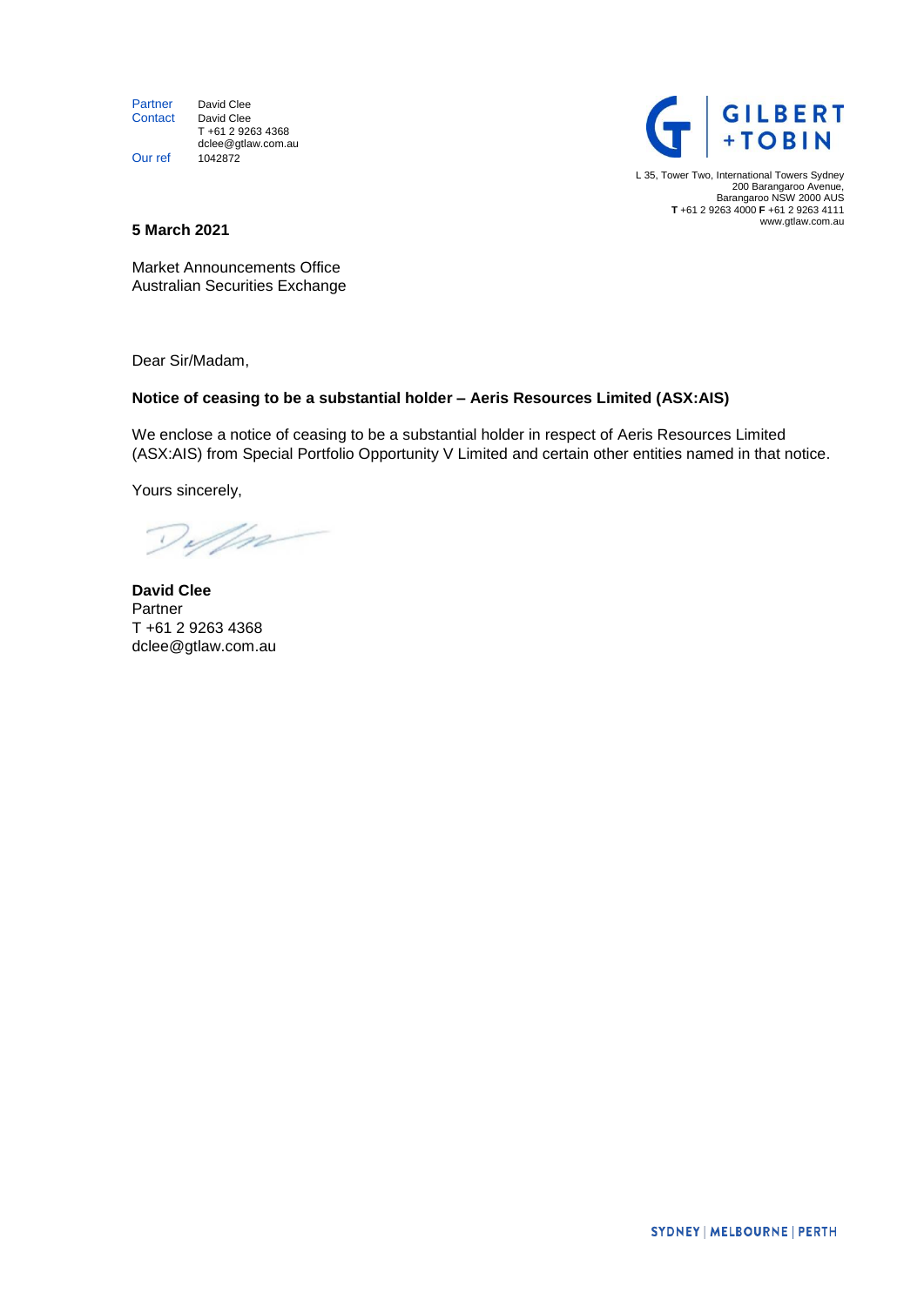| | |
|---|---|
| Partner | David Clee |
| Contact | David Clee<br>T +61 2 9263 4368<br>dclee@gtlaw.com.au |
| Our ref | 1042872 |

GILBERT +TOBIN

L 35, Tower Two, International Towers Sydney
200 Barangaroo Avenue,
Barangaroo NSW 2000 AUS
**T** +61 2 9263 4000 **F** +61 2 9263 4111
www.gtlaw.com.au

**5 March 2021**

Market Announcements Office
Australian Securities Exchange

Dear Sir/Madam,

**Notice of ceasing to be a substantial holder – Aeris Resources Limited (ASX:AIS)**

We enclose a notice of ceasing to be a substantial holder in respect of Aeris Resources Limited (ASX:AIS) from Special Portfolio Opportunity V Limited and certain other entities named in that notice.

Yours sincerely,

**David Clee**
Partner
T +61 2 9263 4368
dclee@gtlaw.com.au

SYDNEY | MELBOURNE | PERTH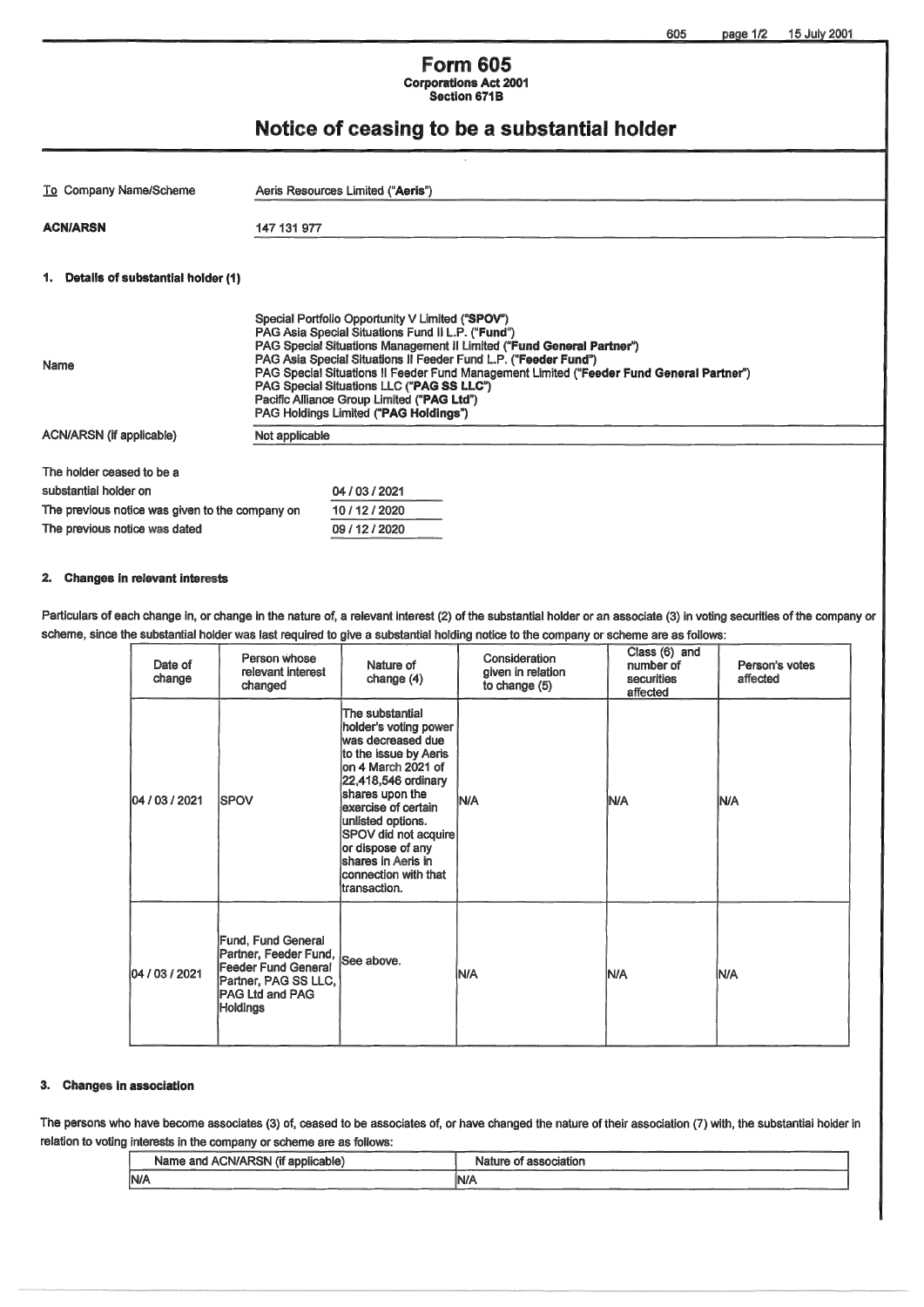# Form 605

**Corporations Act 2001**
**Section 671B**

## Notice of ceasing to be a substantial holder

| | |
|---|---|
| To Company Name/Scheme | Aeris Resources Limited ("**Aeris**") |
| **ACN/ARSN** | 147 131 977 |

### 1. Details of substantial holder (1)

| | |
|---|---|
| Name | Special Portfolio Opportunity V Limited ("**SPOV**")<br>PAG Asia Special Situations Fund II L.P. ("**Fund**")<br>PAG Special Situations Management II Limited ("**Fund General Partner**")<br>PAG Asia Special Situations II Feeder Fund L.P. ("**Feeder Fund**")<br>PAG Special Situations II Feeder Fund Management Limited ("**Feeder Fund General Partner**")<br>PAG Special Situations LLC ("**PAG SS LLC**")<br>Pacific Alliance Group Limited ("**PAG Ltd**")<br>PAG Holdings Limited ("**PAG Holdings**") |
| ACN/ARSN (if applicable) | Not applicable |

| | |
|---|---|
| The holder ceased to be a substantial holder on | 04 / 03 / 2021 |
| The previous notice was given to the company on | 10 / 12 / 2020 |
| The previous notice was dated | 09 / 12 / 2020 |

### 2. Changes in relevant interests

Particulars of each change in, or change in the nature of, a relevant interest (2) of the substantial holder or an associate (3) in voting securities of the company or scheme, since the substantial holder was last required to give a substantial holding notice to the company or scheme are as follows:

| Date of change | Person whose relevant interest changed | Nature of change (4) | Consideration given in relation to change (5) | Class (6) and number of securities affected | Person's votes affected |
|---|---|---|---|---|---|
| 04 / 03 / 2021 | SPOV | The substantial holder's voting power was decreased due to the issue by Aeris on 4 March 2021 of 22,418,546 ordinary shares upon the exercise of certain unlisted options. SPOV did not acquire or dispose of any shares in Aeris in connection with that transaction. | N/A | N/A | N/A |
| 04 / 03 / 2021 | Fund, Fund General Partner, Feeder Fund, Feeder Fund General Partner, PAG SS LLC, PAG Ltd and PAG Holdings | See above. | N/A | N/A | N/A |

### 3. Changes in association

The persons who have become associates (3) of, ceased to be associates of, or have changed the nature of their association (7) with, the substantial holder in relation to voting interests in the company or scheme are as follows:

| Name and ACN/ARSN (if applicable) | Nature of association |
|---|---|
| N/A | N/A |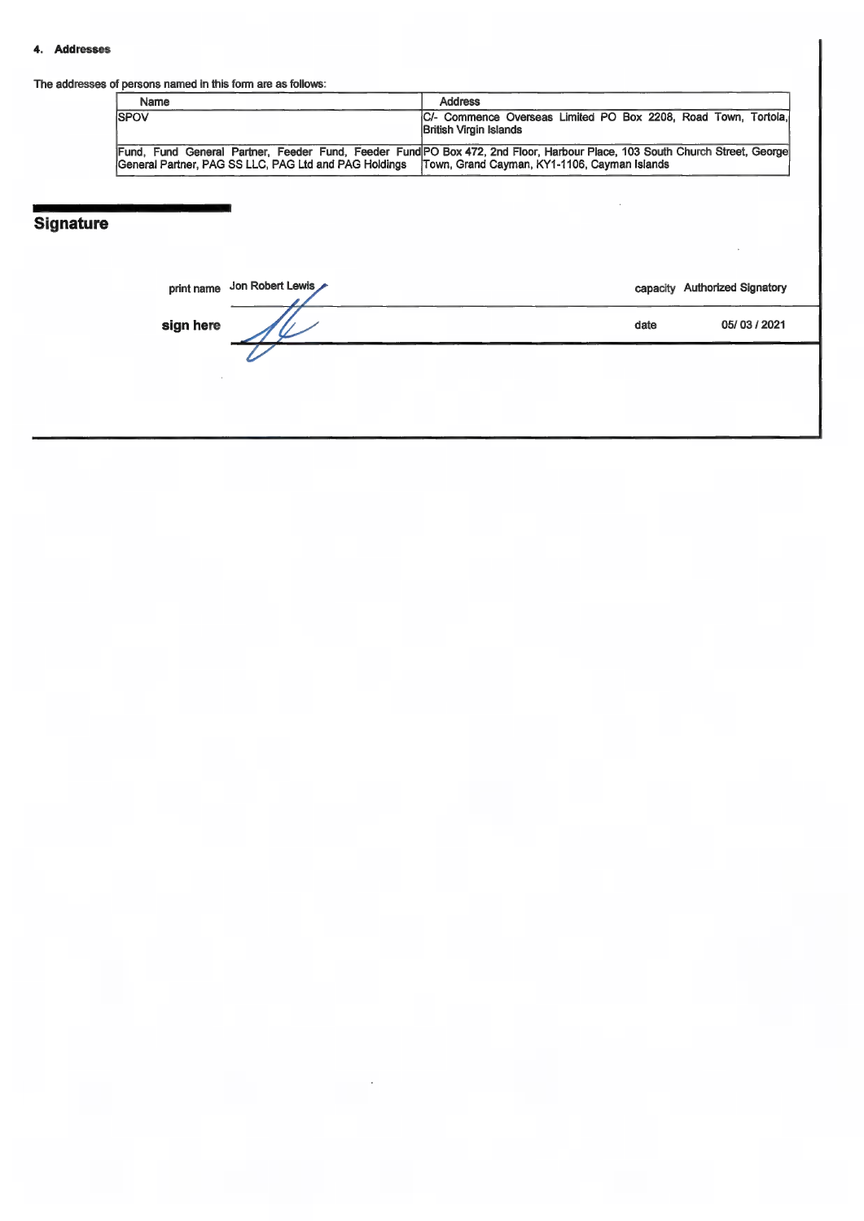**4. Addresses**

The addresses of persons named in this form are as follows:

| Name | Address |
| --- | --- |
| SPOV | C/- Commence Overseas Limited PO Box 2208, Road Town, Tortola, British Virgin Islands |
| Fund, Fund General Partner, Feeder Fund, Feeder Fund General Partner, PAG SS LLC, PAG Ltd and PAG Holdings | PO Box 472, 2nd Floor, Harbour Place, 103 South Church Street, George Town, Grand Cayman, KY1-1106, Cayman Islands |

## Signature

print name Jon Robert Lewis

capacity Authorized Signatory

**sign here**

date 05/ 03 / 2021